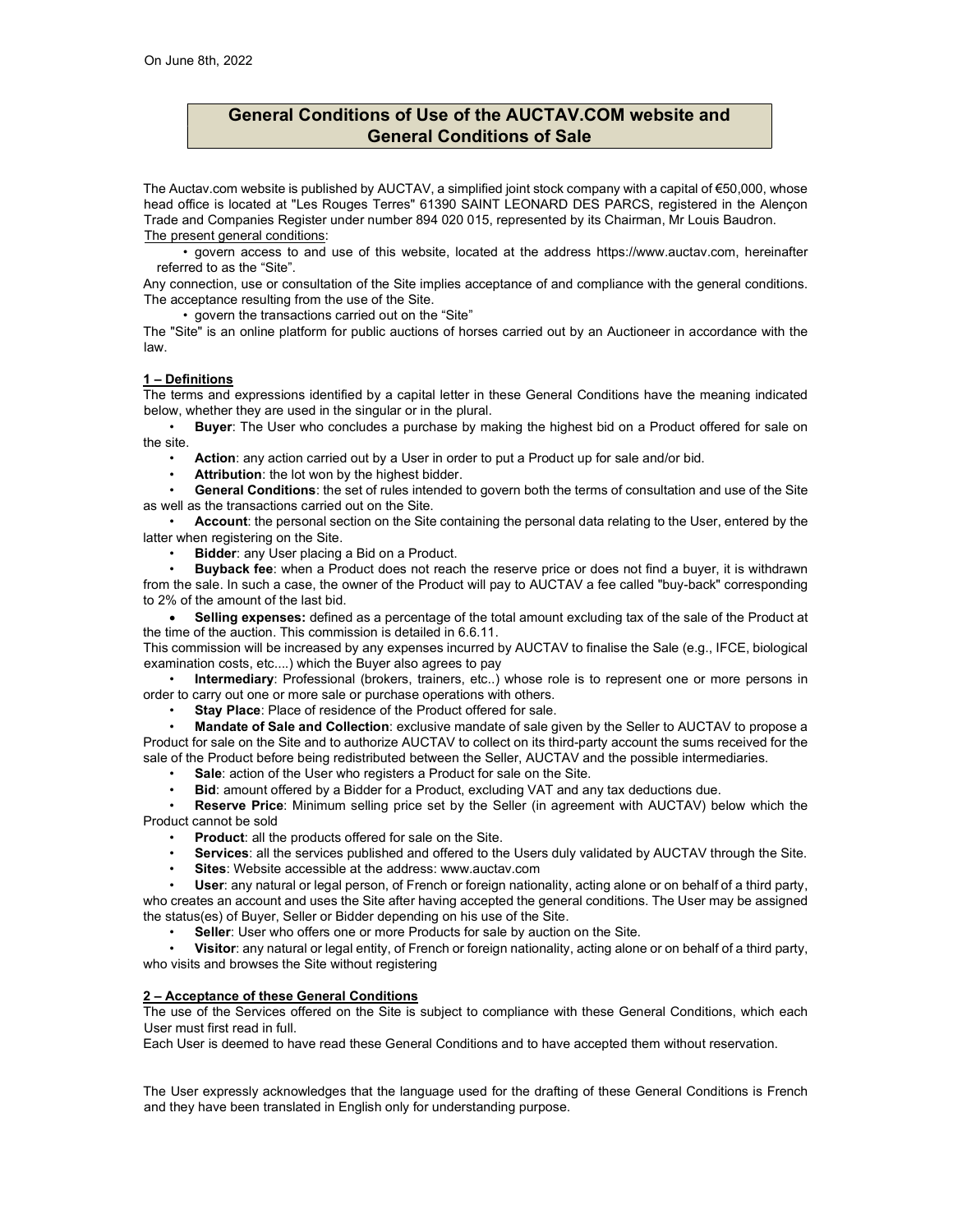On June 8th, 2022

# General Conditions of Use of the AUCTAV.COM website and General Conditions of Sale

The Auctav.com website is published by AUCTAV, a simplified joint stock company with a capital of €50,000, whose head office is located at "Les Rouges Terres" 61390 SAINT LEONARD DES PARCS, registered in the Alençon Trade and Companies Register under number 894 020 015, represented by its Chairman, Mr Louis Baudron.

The present general conditions:

- govern access to and use of this website, located at the address https://www.auctav.com, hereinafter referred to as the "Site".

Any connection, use or consultation of the Site implies acceptance of and compliance with the general conditions. The acceptance resulting from the use of the Site.

- govern the transactions carried out on the "Site"

The "Site" is an online platform for public auctions of horses carried out by an Auctioneer in accordance with the law.

## 1 – Definitions

The terms and expressions identified by a capital letter in these General Conditions have the meaning indicated below, whether they are used in the singular or in the plural.

- **Buyer**: The User who concludes a purchase by making the highest bid on a Product offered for sale on the site.
- **Action**: any action carried out by a User in order to put a Product up for sale and/or bid.
- **Attribution**: the lot won by the highest bidder.
- **General Conditions**: the set of rules intended to govern both the terms of consultation and use of the Site as well as the transactions carried out on the Site.
- **Account**: the personal section on the Site containing the personal data relating to the User, entered by the latter when registering on the Site.
- **Bidder**: any User placing a Bid on a Product.
- **Buyback fee**: when a Product does not reach the reserve price or does not find a buyer, it is withdrawn from the sale. In such a case, the owner of the Product will pay to AUCTAV a fee called "buy-back" corresponding to 2% of the amount of the last bid.
- **Selling expenses:** defined as a percentage of the total amount excluding tax of the sale of the Product at the time of the auction. This commission is detailed in 6.6.11.

This commission will be increased by any expenses incurred by AUCTAV to finalise the Sale (e.g., IFCE, biological examination costs, etc....) which the Buyer also agrees to pay

- **Intermediary**: Professional (brokers, trainers, etc..) whose role is to represent one or more persons in order to carry out one or more sale or purchase operations with others.
- **Stay Place**: Place of residence of the Product offered for sale.
- **Mandate of Sale and Collection**: exclusive mandate of sale given by the Seller to AUCTAV to propose a Product for sale on the Site and to authorize AUCTAV to collect on its third-party account the sums received for the sale of the Product before being redistributed between the Seller, AUCTAV and the possible intermediaries.
- **Sale**: action of the User who registers a Product for sale on the Site.
- **Bid**: amount offered by a Bidder for a Product, excluding VAT and any tax deductions due.
- **Reserve Price**: Minimum selling price set by the Seller (in agreement with AUCTAV) below which the Product cannot be sold
- **Product**: all the products offered for sale on the Site.
- **Services**: all the services published and offered to the Users duly validated by AUCTAV through the Site.
- **Sites**: Website accessible at the address: www.auctav.com
- **User**: any natural or legal person, of French or foreign nationality, acting alone or on behalf of a third party, who creates an account and uses the Site after having accepted the general conditions. The User may be assigned the status(es) of Buyer, Seller or Bidder depending on his use of the Site.
- **Seller**: User who offers one or more Products for sale by auction on the Site.
- **Visitor**: any natural or legal entity, of French or foreign nationality, acting alone or on behalf of a third party, who visits and browses the Site without registering

## 2 – Acceptance of these General Conditions

The use of the Services offered on the Site is subject to compliance with these General Conditions, which each User must first read in full.

Each User is deemed to have read these General Conditions and to have accepted them without reservation.

The User expressly acknowledges that the language used for the drafting of these General Conditions is French and they have been translated in English only for understanding purpose.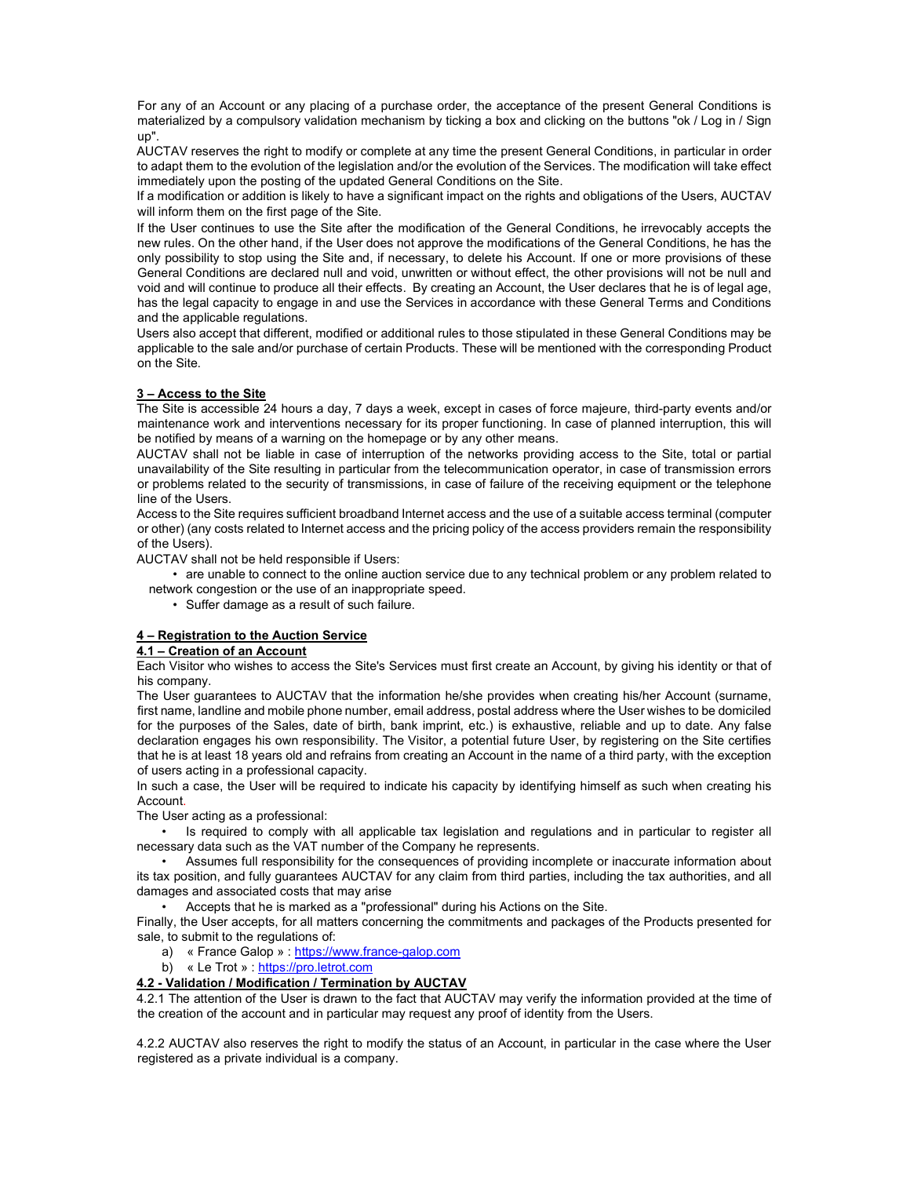For any of an Account or any placing of a purchase order, the acceptance of the present General Conditions is materialized by a compulsory validation mechanism by ticking a box and clicking on the buttons "ok / Log in / Sign up".

AUCTAV reserves the right to modify or complete at any time the present General Conditions, in particular in order to adapt them to the evolution of the legislation and/or the evolution of the Services. The modification will take effect immediately upon the posting of the updated General Conditions on the Site.

If a modification or addition is likely to have a significant impact on the rights and obligations of the Users, AUCTAV will inform them on the first page of the Site.

If the User continues to use the Site after the modification of the General Conditions, he irrevocably accepts the new rules. On the other hand, if the User does not approve the modifications of the General Conditions, he has the only possibility to stop using the Site and, if necessary, to delete his Account. If one or more provisions of these General Conditions are declared null and void, unwritten or without effect, the other provisions will not be null and void and will continue to produce all their effects. By creating an Account, the User declares that he is of legal age, has the legal capacity to engage in and use the Services in accordance with these General Terms and Conditions and the applicable regulations.

Users also accept that different, modified or additional rules to those stipulated in these General Conditions may be applicable to the sale and/or purchase of certain Products. These will be mentioned with the corresponding Product on the Site.

## 3 – Access to the Site

The Site is accessible 24 hours a day, 7 days a week, except in cases of force majeure, third-party events and/or maintenance work and interventions necessary for its proper functioning. In case of planned interruption, this will be notified by means of a warning on the homepage or by any other means.

AUCTAV shall not be liable in case of interruption of the networks providing access to the Site, total or partial unavailability of the Site resulting in particular from the telecommunication operator, in case of transmission errors or problems related to the security of transmissions, in case of failure of the receiving equipment or the telephone line of the Users.

Access to the Site requires sufficient broadband Internet access and the use of a suitable access terminal (computer or other) (any costs related to Internet access and the pricing policy of the access providers remain the responsibility of the Users).

AUCTAV shall not be held responsible if Users:

- are unable to connect to the online auction service due to any technical problem or any problem related to network congestion or the use of an inappropriate speed.
- Suffer damage as a result of such failure.

## 4 – Registration to the Auction Service

### 4.1 – Creation of an Account

Each Visitor who wishes to access the Site's Services must first create an Account, by giving his identity or that of his company.

The User guarantees to AUCTAV that the information he/she provides when creating his/her Account (surname, first name, landline and mobile phone number, email address, postal address where the User wishes to be domiciled for the purposes of the Sales, date of birth, bank imprint, etc.) is exhaustive, reliable and up to date. Any false declaration engages his own responsibility. The Visitor, a potential future User, by registering on the Site certifies that he is at least 18 years old and refrains from creating an Account in the name of a third party, with the exception of users acting in a professional capacity.

In such a case, the User will be required to indicate his capacity by identifying himself as such when creating his Account.

The User acting as a professional:

- Is required to comply with all applicable tax legislation and regulations and in particular to register all necessary data such as the VAT number of the Company he represents.
- Assumes full responsibility for the consequences of providing incomplete or inaccurate information about its tax position, and fully guarantees AUCTAV for any claim from third parties, including the tax authorities, and all damages and associated costs that may arise
- Accepts that he is marked as a "professional" during his Actions on the Site.

Finally, the User accepts, for all matters concerning the commitments and packages of the Products presented for sale, to submit to the regulations of:

a) « France Galop » : https://www.france-galop.com
b) « Le Trot » : https://pro.letrot.com

### 4.2 - Validation / Modification / Termination by AUCTAV

4.2.1 The attention of the User is drawn to the fact that AUCTAV may verify the information provided at the time of the creation of the account and in particular may request any proof of identity from the Users.

4.2.2 AUCTAV also reserves the right to modify the status of an Account, in particular in the case where the User registered as a private individual is a company.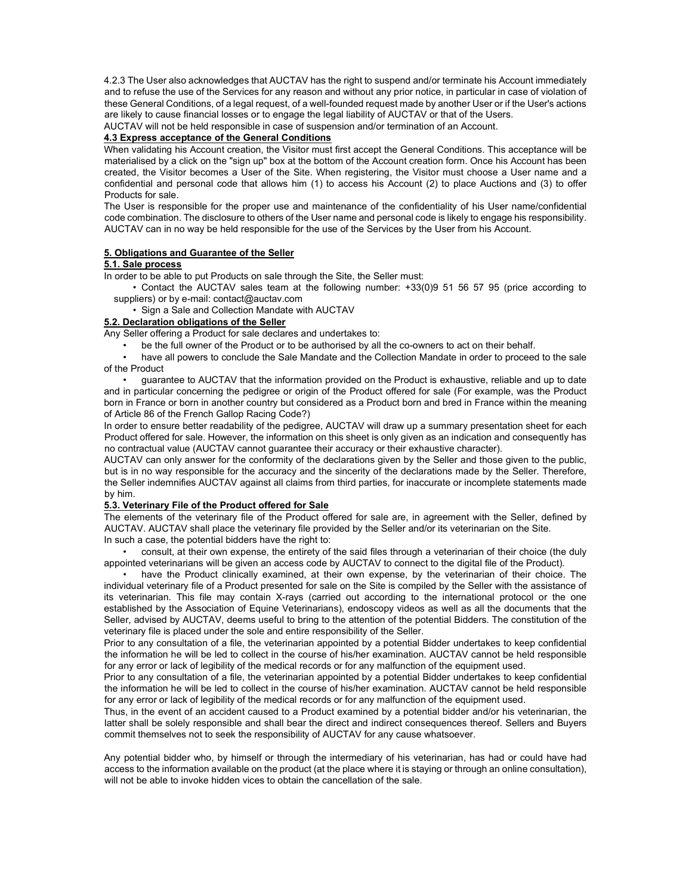4.2.3 The User also acknowledges that AUCTAV has the right to suspend and/or terminate his Account immediately and to refuse the use of the Services for any reason and without any prior notice, in particular in case of violation of these General Conditions, of a legal request, of a well-founded request made by another User or if the User's actions are likely to cause financial losses or to engage the legal liability of AUCTAV or that of the Users.

AUCTAV will not be held responsible in case of suspension and/or termination of an Account.

**4.3 Express acceptance of the General Conditions**

When validating his Account creation, the Visitor must first accept the General Conditions. This acceptance will be materialised by a click on the "sign up" box at the bottom of the Account creation form. Once his Account has been created, the Visitor becomes a User of the Site. When registering, the Visitor must choose a User name and a confidential and personal code that allows him (1) to access his Account (2) to place Auctions and (3) to offer Products for sale.

The User is responsible for the proper use and maintenance of the confidentiality of his User name/confidential code combination. The disclosure to others of the User name and personal code is likely to engage his responsibility. AUCTAV can in no way be held responsible for the use of the Services by the User from his Account.

**5. Obligations and Guarantee of the Seller**

**5.1. Sale process**

In order to be able to put Products on sale through the Site, the Seller must:

- Contact the AUCTAV sales team at the following number: +33(0)9 51 56 57 95 (price according to suppliers) or by e-mail: contact@auctav.com
- Sign a Sale and Collection Mandate with AUCTAV

**5.2. Declaration obligations of the Seller**

Any Seller offering a Product for sale declares and undertakes to:

- be the full owner of the Product or to be authorised by all the co-owners to act on their behalf.
- have all powers to conclude the Sale Mandate and the Collection Mandate in order to proceed to the sale of the Product
- guarantee to AUCTAV that the information provided on the Product is exhaustive, reliable and up to date and in particular concerning the pedigree or origin of the Product offered for sale (For example, was the Product born in France or born in another country but considered as a Product born and bred in France within the meaning of Article 86 of the French Gallop Racing Code?)

In order to ensure better readability of the pedigree, AUCTAV will draw up a summary presentation sheet for each Product offered for sale. However, the information on this sheet is only given as an indication and consequently has no contractual value (AUCTAV cannot guarantee their accuracy or their exhaustive character).

AUCTAV can only answer for the conformity of the declarations given by the Seller and those given to the public, but is in no way responsible for the accuracy and the sincerity of the declarations made by the Seller. Therefore, the Seller indemnifies AUCTAV against all claims from third parties, for inaccurate or incomplete statements made by him.

**5.3. Veterinary File of the Product offered for Sale**

The elements of the veterinary file of the Product offered for sale are, in agreement with the Seller, defined by AUCTAV. AUCTAV shall place the veterinary file provided by the Seller and/or its veterinarian on the Site.

In such a case, the potential bidders have the right to:

- consult, at their own expense, the entirety of the said files through a veterinarian of their choice (the duly appointed veterinarians will be given an access code by AUCTAV to connect to the digital file of the Product).
- have the Product clinically examined, at their own expense, by the veterinarian of their choice. The individual veterinary file of a Product presented for sale on the Site is compiled by the Seller with the assistance of its veterinarian. This file may contain X-rays (carried out according to the international protocol or the one established by the Association of Equine Veterinarians), endoscopy videos as well as all the documents that the Seller, advised by AUCTAV, deems useful to bring to the attention of the potential Bidders. The constitution of the veterinary file is placed under the sole and entire responsibility of the Seller.

Prior to any consultation of a file, the veterinarian appointed by a potential Bidder undertakes to keep confidential the information he will be led to collect in the course of his/her examination. AUCTAV cannot be held responsible for any error or lack of legibility of the medical records or for any malfunction of the equipment used.

Prior to any consultation of a file, the veterinarian appointed by a potential Bidder undertakes to keep confidential the information he will be led to collect in the course of his/her examination. AUCTAV cannot be held responsible for any error or lack of legibility of the medical records or for any malfunction of the equipment used.

Thus, in the event of an accident caused to a Product examined by a potential bidder and/or his veterinarian, the latter shall be solely responsible and shall bear the direct and indirect consequences thereof. Sellers and Buyers commit themselves not to seek the responsibility of AUCTAV for any cause whatsoever.

Any potential bidder who, by himself or through the intermediary of his veterinarian, has had or could have had access to the information available on the product (at the place where it is staying or through an online consultation), will not be able to invoke hidden vices to obtain the cancellation of the sale.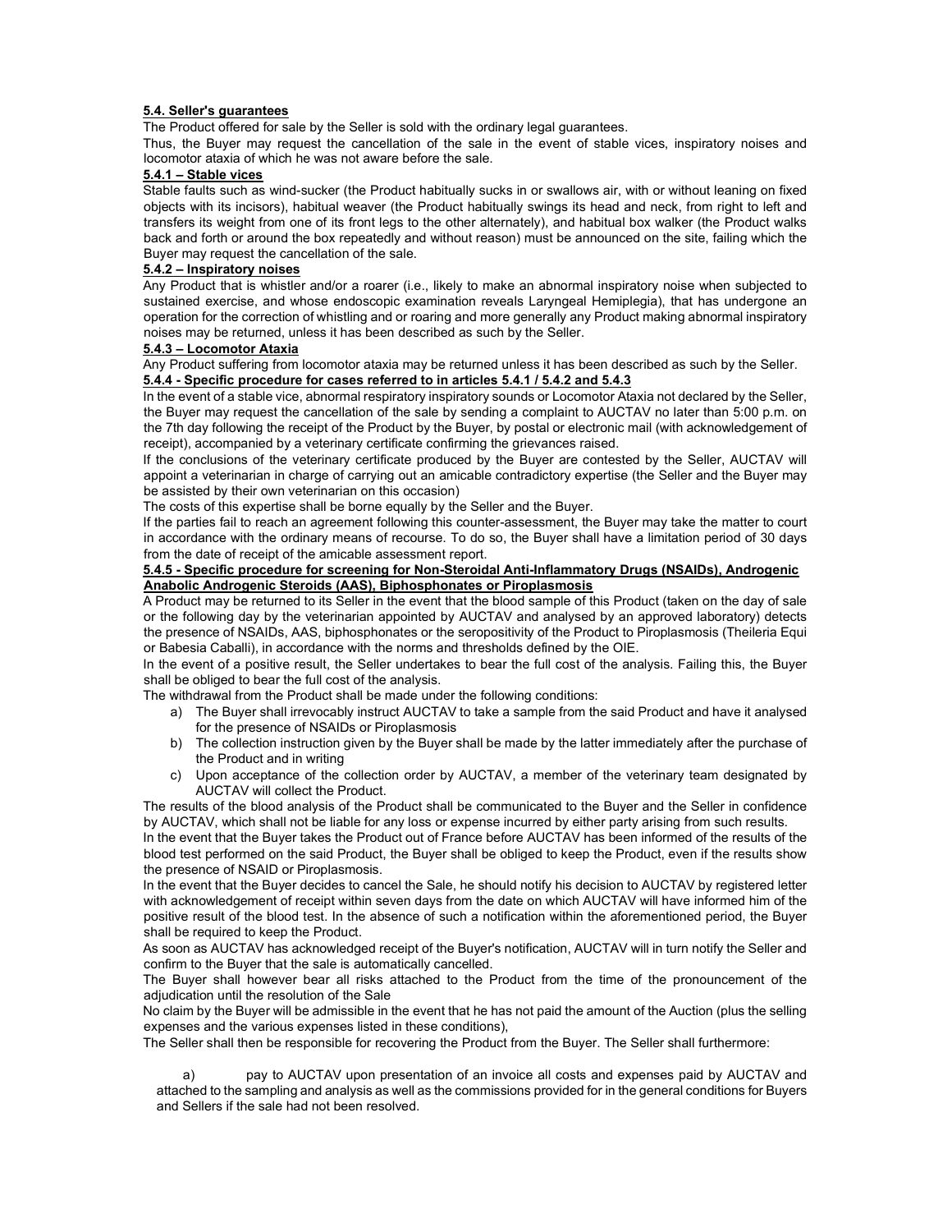**5.4. Seller's guarantees**

The Product offered for sale by the Seller is sold with the ordinary legal guarantees.

Thus, the Buyer may request the cancellation of the sale in the event of stable vices, inspiratory noises and locomotor ataxia of which he was not aware before the sale.

**5.4.1 – Stable vices**

Stable faults such as wind-sucker (the Product habitually sucks in or swallows air, with or without leaning on fixed objects with its incisors), habitual weaver (the Product habitually swings its head and neck, from right to left and transfers its weight from one of its front legs to the other alternately), and habitual box walker (the Product walks back and forth or around the box repeatedly and without reason) must be announced on the site, failing which the Buyer may request the cancellation of the sale.

**5.4.2 – Inspiratory noises**

Any Product that is whistler and/or a roarer (i.e., likely to make an abnormal inspiratory noise when subjected to sustained exercise, and whose endoscopic examination reveals Laryngeal Hemiplegia), that has undergone an operation for the correction of whistling and or roaring and more generally any Product making abnormal inspiratory noises may be returned, unless it has been described as such by the Seller.

**5.4.3 – Locomotor Ataxia**

Any Product suffering from locomotor ataxia may be returned unless it has been described as such by the Seller.

**5.4.4 - Specific procedure for cases referred to in articles 5.4.1 / 5.4.2 and 5.4.3**

In the event of a stable vice, abnormal respiratory inspiratory sounds or Locomotor Ataxia not declared by the Seller, the Buyer may request the cancellation of the sale by sending a complaint to AUCTAV no later than 5:00 p.m. on the 7th day following the receipt of the Product by the Buyer, by postal or electronic mail (with acknowledgement of receipt), accompanied by a veterinary certificate confirming the grievances raised.

If the conclusions of the veterinary certificate produced by the Buyer are contested by the Seller, AUCTAV will appoint a veterinarian in charge of carrying out an amicable contradictory expertise (the Seller and the Buyer may be assisted by their own veterinarian on this occasion)

The costs of this expertise shall be borne equally by the Seller and the Buyer.

If the parties fail to reach an agreement following this counter-assessment, the Buyer may take the matter to court in accordance with the ordinary means of recourse. To do so, the Buyer shall have a limitation period of 30 days from the date of receipt of the amicable assessment report.

**5.4.5 - Specific procedure for screening for Non-Steroidal Anti-Inflammatory Drugs (NSAIDs), Androgenic Anabolic Androgenic Steroids (AAS), Biphosphonates or Piroplasmosis**

A Product may be returned to its Seller in the event that the blood sample of this Product (taken on the day of sale or the following day by the veterinarian appointed by AUCTAV and analysed by an approved laboratory) detects the presence of NSAIDs, AAS, biphosphonates or the seropositivity of the Product to Piroplasmosis (Theileria Equi or Babesia Caballi), in accordance with the norms and thresholds defined by the OIE.

In the event of a positive result, the Seller undertakes to bear the full cost of the analysis. Failing this, the Buyer shall be obliged to bear the full cost of the analysis.

The withdrawal from the Product shall be made under the following conditions:

a) The Buyer shall irrevocably instruct AUCTAV to take a sample from the said Product and have it analysed for the presence of NSAIDs or Piroplasmosis
b) The collection instruction given by the Buyer shall be made by the latter immediately after the purchase of the Product and in writing
c) Upon acceptance of the collection order by AUCTAV, a member of the veterinary team designated by AUCTAV will collect the Product.

The results of the blood analysis of the Product shall be communicated to the Buyer and the Seller in confidence by AUCTAV, which shall not be liable for any loss or expense incurred by either party arising from such results.

In the event that the Buyer takes the Product out of France before AUCTAV has been informed of the results of the blood test performed on the said Product, the Buyer shall be obliged to keep the Product, even if the results show the presence of NSAID or Piroplasmosis.

In the event that the Buyer decides to cancel the Sale, he should notify his decision to AUCTAV by registered letter with acknowledgement of receipt within seven days from the date on which AUCTAV will have informed him of the positive result of the blood test. In the absence of such a notification within the aforementioned period, the Buyer shall be required to keep the Product.

As soon as AUCTAV has acknowledged receipt of the Buyer's notification, AUCTAV will in turn notify the Seller and confirm to the Buyer that the sale is automatically cancelled.

The Buyer shall however bear all risks attached to the Product from the time of the pronouncement of the adjudication until the resolution of the Sale

No claim by the Buyer will be admissible in the event that he has not paid the amount of the Auction (plus the selling expenses and the various expenses listed in these conditions),

The Seller shall then be responsible for recovering the Product from the Buyer. The Seller shall furthermore:

a) pay to AUCTAV upon presentation of an invoice all costs and expenses paid by AUCTAV and attached to the sampling and analysis as well as the commissions provided for in the general conditions for Buyers and Sellers if the sale had not been resolved.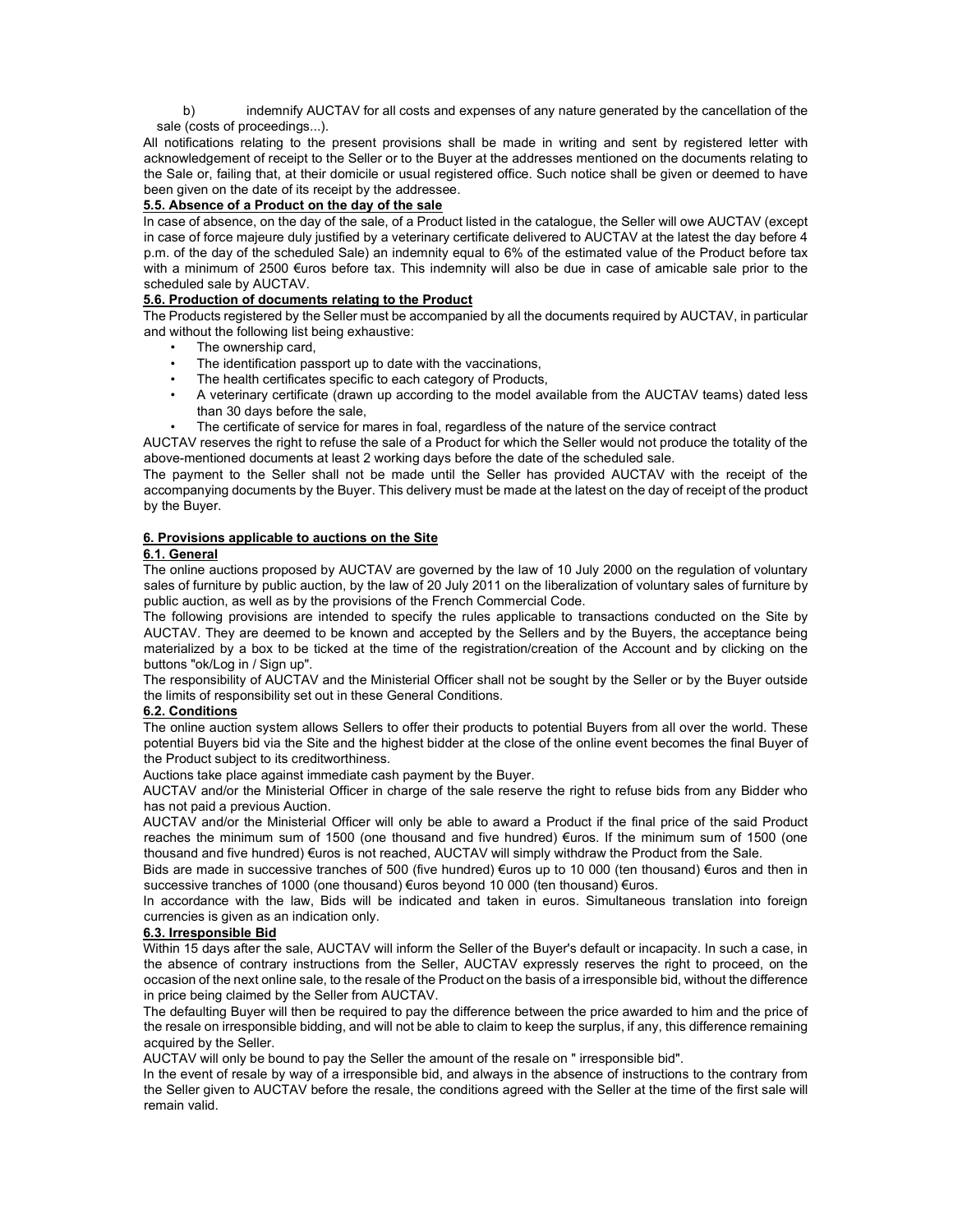b) indemnify AUCTAV for all costs and expenses of any nature generated by the cancellation of the sale (costs of proceedings...).

All notifications relating to the present provisions shall be made in writing and sent by registered letter with acknowledgement of receipt to the Seller or to the Buyer at the addresses mentioned on the documents relating to the Sale or, failing that, at their domicile or usual registered office. Such notice shall be given or deemed to have been given on the date of its receipt by the addressee.

**5.5. Absence of a Product on the day of the sale**

In case of absence, on the day of the sale, of a Product listed in the catalogue, the Seller will owe AUCTAV (except in case of force majeure duly justified by a veterinary certificate delivered to AUCTAV at the latest the day before 4 p.m. of the day of the scheduled Sale) an indemnity equal to 6% of the estimated value of the Product before tax with a minimum of 2500 €uros before tax. This indemnity will also be due in case of amicable sale prior to the scheduled sale by AUCTAV.

**5.6. Production of documents relating to the Product**

The Products registered by the Seller must be accompanied by all the documents required by AUCTAV, in particular and without the following list being exhaustive:

- The ownership card,
- The identification passport up to date with the vaccinations,
- The health certificates specific to each category of Products,
- A veterinary certificate (drawn up according to the model available from the AUCTAV teams) dated less than 30 days before the sale,
- The certificate of service for mares in foal, regardless of the nature of the service contract

AUCTAV reserves the right to refuse the sale of a Product for which the Seller would not produce the totality of the above-mentioned documents at least 2 working days before the date of the scheduled sale.

The payment to the Seller shall not be made until the Seller has provided AUCTAV with the receipt of the accompanying documents by the Buyer. This delivery must be made at the latest on the day of receipt of the product by the Buyer.

**6. Provisions applicable to auctions on the Site**

**6.1. General**

The online auctions proposed by AUCTAV are governed by the law of 10 July 2000 on the regulation of voluntary sales of furniture by public auction, by the law of 20 July 2011 on the liberalization of voluntary sales of furniture by public auction, as well as by the provisions of the French Commercial Code.

The following provisions are intended to specify the rules applicable to transactions conducted on the Site by AUCTAV. They are deemed to be known and accepted by the Sellers and by the Buyers, the acceptance being materialized by a box to be ticked at the time of the registration/creation of the Account and by clicking on the buttons "ok/Log in / Sign up".

The responsibility of AUCTAV and the Ministerial Officer shall not be sought by the Seller or by the Buyer outside the limits of responsibility set out in these General Conditions.

**6.2. Conditions**

The online auction system allows Sellers to offer their products to potential Buyers from all over the world. These potential Buyers bid via the Site and the highest bidder at the close of the online event becomes the final Buyer of the Product subject to its creditworthiness.

Auctions take place against immediate cash payment by the Buyer.

AUCTAV and/or the Ministerial Officer in charge of the sale reserve the right to refuse bids from any Bidder who has not paid a previous Auction.

AUCTAV and/or the Ministerial Officer will only be able to award a Product if the final price of the said Product reaches the minimum sum of 1500 (one thousand and five hundred) €uros. If the minimum sum of 1500 (one thousand and five hundred) €uros is not reached, AUCTAV will simply withdraw the Product from the Sale.

Bids are made in successive tranches of 500 (five hundred) €uros up to 10 000 (ten thousand) €uros and then in successive tranches of 1000 (one thousand) €uros beyond 10 000 (ten thousand) €uros.

In accordance with the law, Bids will be indicated and taken in euros. Simultaneous translation into foreign currencies is given as an indication only.

**6.3. Irresponsible Bid**

Within 15 days after the sale, AUCTAV will inform the Seller of the Buyer's default or incapacity. In such a case, in the absence of contrary instructions from the Seller, AUCTAV expressly reserves the right to proceed, on the occasion of the next online sale, to the resale of the Product on the basis of a irresponsible bid, without the difference in price being claimed by the Seller from AUCTAV.

The defaulting Buyer will then be required to pay the difference between the price awarded to him and the price of the resale on irresponsible bidding, and will not be able to claim to keep the surplus, if any, this difference remaining acquired by the Seller.

AUCTAV will only be bound to pay the Seller the amount of the resale on " irresponsible bid".

In the event of resale by way of a irresponsible bid, and always in the absence of instructions to the contrary from the Seller given to AUCTAV before the resale, the conditions agreed with the Seller at the time of the first sale will remain valid.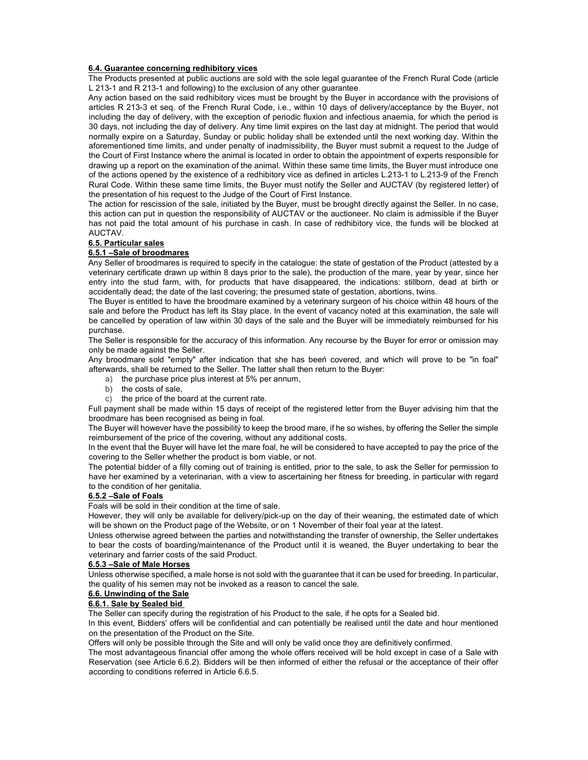### 6.4. Guarantee concerning redhibitory vices

The Products presented at public auctions are sold with the sole legal guarantee of the French Rural Code (article L 213-1 and R 213-1 and following) to the exclusion of any other guarantee.

Any action based on the said redhibitory vices must be brought by the Buyer in accordance with the provisions of articles R 213-3 et seq. of the French Rural Code, i.e., within 10 days of delivery/acceptance by the Buyer, not including the day of delivery, with the exception of periodic fluxion and infectious anaemia, for which the period is 30 days, not including the day of delivery. Any time limit expires on the last day at midnight. The period that would normally expire on a Saturday, Sunday or public holiday shall be extended until the next working day. Within the aforementioned time limits, and under penalty of inadmissibility, the Buyer must submit a request to the Judge of the Court of First Instance where the animal is located in order to obtain the appointment of experts responsible for drawing up a report on the examination of the animal. Within these same time limits, the Buyer must introduce one of the actions opened by the existence of a redhibitory vice as defined in articles L.213-1 to L.213-9 of the French Rural Code. Within these same time limits, the Buyer must notify the Seller and AUCTAV (by registered letter) of the presentation of his request to the Judge of the Court of First Instance.

The action for rescission of the sale, initiated by the Buyer, must be brought directly against the Seller. In no case, this action can put in question the responsibility of AUCTAV or the auctioneer. No claim is admissible if the Buyer has not paid the total amount of his purchase in cash. In case of redhibitory vice, the funds will be blocked at AUCTAV.

### 6.5. Particular sales

#### 6.5.1 –Sale of broodmares

Any Seller of broodmares is required to specify in the catalogue: the state of gestation of the Product (attested by a veterinary certificate drawn up within 8 days prior to the sale), the production of the mare, year by year, since her entry into the stud farm, with, for products that have disappeared, the indications: stillborn, dead at birth or accidentally dead; the date of the last covering; the presumed state of gestation, abortions, twins.

The Buyer is entitled to have the broodmare examined by a veterinary surgeon of his choice within 48 hours of the sale and before the Product has left its Stay place. In the event of vacancy noted at this examination, the sale will be cancelled by operation of law within 30 days of the sale and the Buyer will be immediately reimbursed for his purchase.

The Seller is responsible for the accuracy of this information. Any recourse by the Buyer for error or omission may only be made against the Seller.

Any broodmare sold "empty" after indication that she has been covered, and which will prove to be "in foal" afterwards, shall be returned to the Seller. The latter shall then return to the Buyer:

a) the purchase price plus interest at 5% per annum,
b) the costs of sale,
c) the price of the board at the current rate.

Full payment shall be made within 15 days of receipt of the registered letter from the Buyer advising him that the broodmare has been recognised as being in foal.

The Buyer will however have the possibility to keep the brood mare, if he so wishes, by offering the Seller the simple reimbursement of the price of the covering, without any additional costs.

In the event that the Buyer will have let the mare foal, he will be considered to have accepted to pay the price of the covering to the Seller whether the product is born viable, or not.

The potential bidder of a filly coming out of training is entitled, prior to the sale, to ask the Seller for permission to have her examined by a veterinarian, with a view to ascertaining her fitness for breeding, in particular with regard to the condition of her genitalia.

#### 6.5.2 –Sale of Foals

Foals will be sold in their condition at the time of sale.

However, they will only be available for delivery/pick-up on the day of their weaning, the estimated date of which will be shown on the Product page of the Website, or on 1 November of their foal year at the latest.

Unless otherwise agreed between the parties and notwithstanding the transfer of ownership, the Seller undertakes to bear the costs of boarding/maintenance of the Product until it is weaned, the Buyer undertaking to bear the veterinary and farrier costs of the said Product.

#### 6.5.3 –Sale of Male Horses

Unless otherwise specified, a male horse is not sold with the guarantee that it can be used for breeding. In particular, the quality of his semen may not be invoked as a reason to cancel the sale.

### 6.6. Unwinding of the Sale

#### 6.6.1. Sale by Sealed bid

The Seller can specify during the registration of his Product to the sale, if he opts for a Sealed bid.

In this event, Bidders' offers will be confidential and can potentially be realised until the date and hour mentioned on the presentation of the Product on the Site.

Offers will only be possible through the Site and will only be valid once they are definitively confirmed.

The most advantageous financial offer among the whole offers received will be hold except in case of a Sale with Reservation (see Article 6.6.2). Bidders will be then informed of either the refusal or the acceptance of their offer according to conditions referred in Article 6.6.5.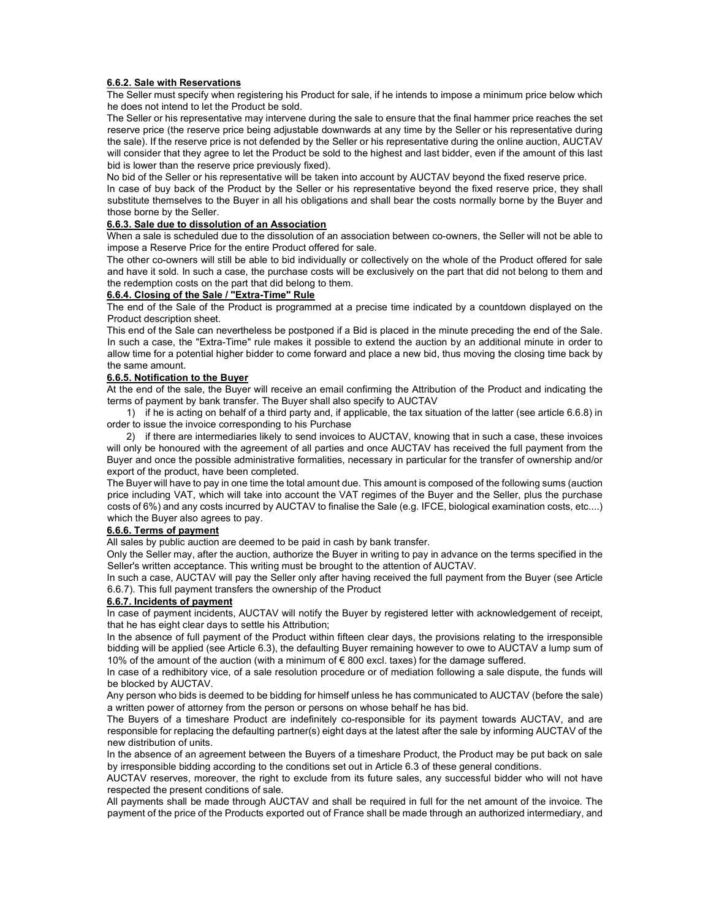#### 6.6.2. Sale with Reservations

The Seller must specify when registering his Product for sale, if he intends to impose a minimum price below which he does not intend to let the Product be sold.

The Seller or his representative may intervene during the sale to ensure that the final hammer price reaches the set reserve price (the reserve price being adjustable downwards at any time by the Seller or his representative during the sale). If the reserve price is not defended by the Seller or his representative during the online auction, AUCTAV will consider that they agree to let the Product be sold to the highest and last bidder, even if the amount of this last bid is lower than the reserve price previously fixed).

No bid of the Seller or his representative will be taken into account by AUCTAV beyond the fixed reserve price.

In case of buy back of the Product by the Seller or his representative beyond the fixed reserve price, they shall substitute themselves to the Buyer in all his obligations and shall bear the costs normally borne by the Buyer and those borne by the Seller.

#### 6.6.3. Sale due to dissolution of an Association

When a sale is scheduled due to the dissolution of an association between co-owners, the Seller will not be able to impose a Reserve Price for the entire Product offered for sale.

The other co-owners will still be able to bid individually or collectively on the whole of the Product offered for sale and have it sold. In such a case, the purchase costs will be exclusively on the part that did not belong to them and the redemption costs on the part that did belong to them.

#### 6.6.4. Closing of the Sale / "Extra-Time" Rule

The end of the Sale of the Product is programmed at a precise time indicated by a countdown displayed on the Product description sheet.

This end of the Sale can nevertheless be postponed if a Bid is placed in the minute preceding the end of the Sale. In such a case, the "Extra-Time" rule makes it possible to extend the auction by an additional minute in order to allow time for a potential higher bidder to come forward and place a new bid, thus moving the closing time back by the same amount.

#### 6.6.5. Notification to the Buyer

At the end of the sale, the Buyer will receive an email confirming the Attribution of the Product and indicating the terms of payment by bank transfer. The Buyer shall also specify to AUCTAV

1) if he is acting on behalf of a third party and, if applicable, the tax situation of the latter (see article 6.6.8) in order to issue the invoice corresponding to his Purchase

2) if there are intermediaries likely to send invoices to AUCTAV, knowing that in such a case, these invoices will only be honoured with the agreement of all parties and once AUCTAV has received the full payment from the Buyer and once the possible administrative formalities, necessary in particular for the transfer of ownership and/or export of the product, have been completed.

The Buyer will have to pay in one time the total amount due. This amount is composed of the following sums (auction price including VAT, which will take into account the VAT regimes of the Buyer and the Seller, plus the purchase costs of 6%) and any costs incurred by AUCTAV to finalise the Sale (e.g. IFCE, biological examination costs, etc....) which the Buyer also agrees to pay.

#### 6.6.6. Terms of payment

All sales by public auction are deemed to be paid in cash by bank transfer.

Only the Seller may, after the auction, authorize the Buyer in writing to pay in advance on the terms specified in the Seller's written acceptance. This writing must be brought to the attention of AUCTAV.

In such a case, AUCTAV will pay the Seller only after having received the full payment from the Buyer (see Article 6.6.7). This full payment transfers the ownership of the Product

#### 6.6.7. Incidents of payment

In case of payment incidents, AUCTAV will notify the Buyer by registered letter with acknowledgement of receipt, that he has eight clear days to settle his Attribution;

In the absence of full payment of the Product within fifteen clear days, the provisions relating to the irresponsible bidding will be applied (see Article 6.3), the defaulting Buyer remaining however to owe to AUCTAV a lump sum of 10% of the amount of the auction (with a minimum of € 800 excl. taxes) for the damage suffered.

In case of a redhibitory vice, of a sale resolution procedure or of mediation following a sale dispute, the funds will be blocked by AUCTAV.

Any person who bids is deemed to be bidding for himself unless he has communicated to AUCTAV (before the sale) a written power of attorney from the person or persons on whose behalf he has bid.

The Buyers of a timeshare Product are indefinitely co-responsible for its payment towards AUCTAV, and are responsible for replacing the defaulting partner(s) eight days at the latest after the sale by informing AUCTAV of the new distribution of units.

In the absence of an agreement between the Buyers of a timeshare Product, the Product may be put back on sale by irresponsible bidding according to the conditions set out in Article 6.3 of these general conditions.

AUCTAV reserves, moreover, the right to exclude from its future sales, any successful bidder who will not have respected the present conditions of sale.

All payments shall be made through AUCTAV and shall be required in full for the net amount of the invoice. The payment of the price of the Products exported out of France shall be made through an authorized intermediary, and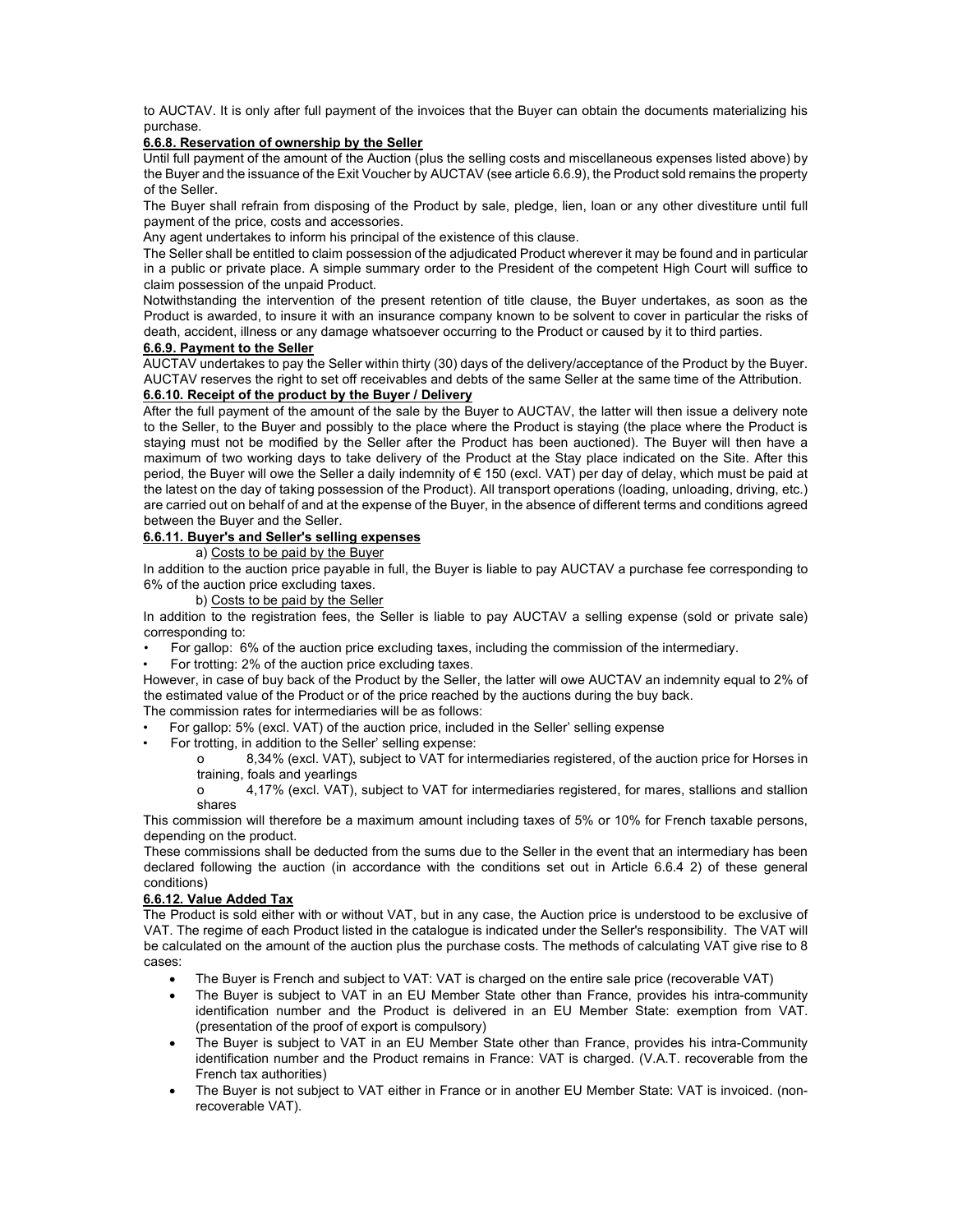to AUCTAV. It is only after full payment of the invoices that the Buyer can obtain the documents materializing his purchase.

### 6.6.8. Reservation of ownership by the Seller

Until full payment of the amount of the Auction (plus the selling costs and miscellaneous expenses listed above) by the Buyer and the issuance of the Exit Voucher by AUCTAV (see article 6.6.9), the Product sold remains the property of the Seller.

The Buyer shall refrain from disposing of the Product by sale, pledge, lien, loan or any other divestiture until full payment of the price, costs and accessories.

Any agent undertakes to inform his principal of the existence of this clause.

The Seller shall be entitled to claim possession of the adjudicated Product wherever it may be found and in particular in a public or private place. A simple summary order to the President of the competent High Court will suffice to claim possession of the unpaid Product.

Notwithstanding the intervention of the present retention of title clause, the Buyer undertakes, as soon as the Product is awarded, to insure it with an insurance company known to be solvent to cover in particular the risks of death, accident, illness or any damage whatsoever occurring to the Product or caused by it to third parties.

### 6.6.9. Payment to the Seller

AUCTAV undertakes to pay the Seller within thirty (30) days of the delivery/acceptance of the Product by the Buyer. AUCTAV reserves the right to set off receivables and debts of the same Seller at the same time of the Attribution.

### 6.6.10. Receipt of the product by the Buyer / Delivery

After the full payment of the amount of the sale by the Buyer to AUCTAV, the latter will then issue a delivery note to the Seller, to the Buyer and possibly to the place where the Product is staying (the place where the Product is staying must not be modified by the Seller after the Product has been auctioned). The Buyer will then have a maximum of two working days to take delivery of the Product at the Stay place indicated on the Site. After this period, the Buyer will owe the Seller a daily indemnity of € 150 (excl. VAT) per day of delay, which must be paid at the latest on the day of taking possession of the Product). All transport operations (loading, unloading, driving, etc.) are carried out on behalf of and at the expense of the Buyer, in the absence of different terms and conditions agreed between the Buyer and the Seller.

### 6.6.11. Buyer's and Seller's selling expenses

a) Costs to be paid by the Buyer

In addition to the auction price payable in full, the Buyer is liable to pay AUCTAV a purchase fee corresponding to 6% of the auction price excluding taxes.

b) Costs to be paid by the Seller

In addition to the registration fees, the Seller is liable to pay AUCTAV a selling expense (sold or private sale) corresponding to:

- For gallop: 6% of the auction price excluding taxes, including the commission of the intermediary.
- For trotting: 2% of the auction price excluding taxes.

However, in case of buy back of the Product by the Seller, the latter will owe AUCTAV an indemnity equal to 2% of the estimated value of the Product or of the price reached by the auctions during the buy back.

The commission rates for intermediaries will be as follows:

- For gallop: 5% (excl. VAT) of the auction price, included in the Seller' selling expense
- For trotting, in addition to the Seller' selling expense:
  - 8,34% (excl. VAT), subject to VAT for intermediaries registered, of the auction price for Horses in training, foals and yearlings
  - 4,17% (excl. VAT), subject to VAT for intermediaries registered, for mares, stallions and stallion shares

This commission will therefore be a maximum amount including taxes of 5% or 10% for French taxable persons, depending on the product.

These commissions shall be deducted from the sums due to the Seller in the event that an intermediary has been declared following the auction (in accordance with the conditions set out in Article 6.6.4 2) of these general conditions)

### 6.6.12. Value Added Tax

The Product is sold either with or without VAT, but in any case, the Auction price is understood to be exclusive of VAT. The regime of each Product listed in the catalogue is indicated under the Seller's responsibility. The VAT will be calculated on the amount of the auction plus the purchase costs. The methods of calculating VAT give rise to 8 cases:

- The Buyer is French and subject to VAT: VAT is charged on the entire sale price (recoverable VAT)
- The Buyer is subject to VAT in an EU Member State other than France, provides his intra-community identification number and the Product is delivered in an EU Member State: exemption from VAT. (presentation of the proof of export is compulsory)
- The Buyer is subject to VAT in an EU Member State other than France, provides his intra-Community identification number and the Product remains in France: VAT is charged. (V.A.T. recoverable from the French tax authorities)
- The Buyer is not subject to VAT either in France or in another EU Member State: VAT is invoiced. (non-recoverable VAT).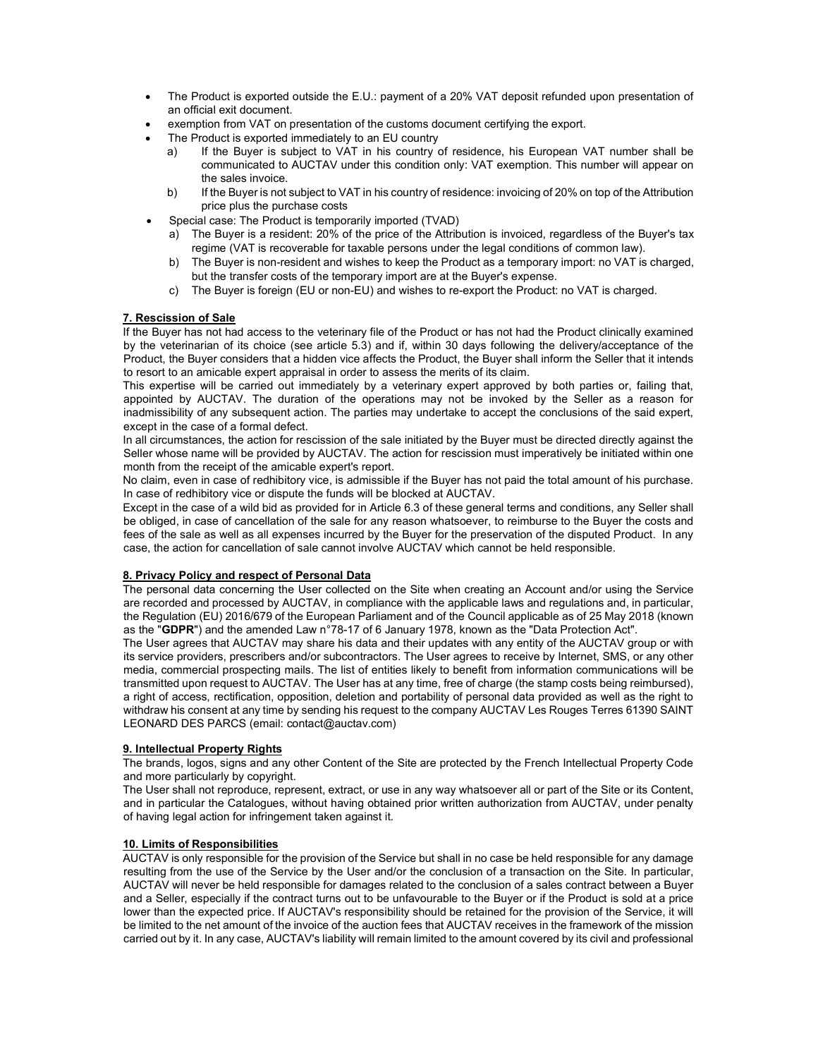- The Product is exported outside the E.U.: payment of a 20% VAT deposit refunded upon presentation of an official exit document.
- exemption from VAT on presentation of the customs document certifying the export.
- The Product is exported immediately to an EU country
  a) If the Buyer is subject to VAT in his country of residence, his European VAT number shall be communicated to AUCTAV under this condition only: VAT exemption. This number will appear on the sales invoice.
  b) If the Buyer is not subject to VAT in his country of residence: invoicing of 20% on top of the Attribution price plus the purchase costs
- Special case: The Product is temporarily imported (TVAD)
  a) The Buyer is a resident: 20% of the price of the Attribution is invoiced, regardless of the Buyer's tax regime (VAT is recoverable for taxable persons under the legal conditions of common law).
  b) The Buyer is non-resident and wishes to keep the Product as a temporary import: no VAT is charged, but the transfer costs of the temporary import are at the Buyer's expense.
  c) The Buyer is foreign (EU or non-EU) and wishes to re-export the Product: no VAT is charged.

## 7. Rescission of Sale

If the Buyer has not had access to the veterinary file of the Product or has not had the Product clinically examined by the veterinarian of its choice (see article 5.3) and if, within 30 days following the delivery/acceptance of the Product, the Buyer considers that a hidden vice affects the Product, the Buyer shall inform the Seller that it intends to resort to an amicable expert appraisal in order to assess the merits of its claim.

This expertise will be carried out immediately by a veterinary expert approved by both parties or, failing that, appointed by AUCTAV. The duration of the operations may not be invoked by the Seller as a reason for inadmissibility of any subsequent action. The parties may undertake to accept the conclusions of the said expert, except in the case of a formal defect.

In all circumstances, the action for rescission of the sale initiated by the Buyer must be directed directly against the Seller whose name will be provided by AUCTAV. The action for rescission must imperatively be initiated within one month from the receipt of the amicable expert's report.

No claim, even in case of redhibitory vice, is admissible if the Buyer has not paid the total amount of his purchase. In case of redhibitory vice or dispute the funds will be blocked at AUCTAV.

Except in the case of a wild bid as provided for in Article 6.3 of these general terms and conditions, any Seller shall be obliged, in case of cancellation of the sale for any reason whatsoever, to reimburse to the Buyer the costs and fees of the sale as well as all expenses incurred by the Buyer for the preservation of the disputed Product. In any case, the action for cancellation of sale cannot involve AUCTAV which cannot be held responsible.

## 8. Privacy Policy and respect of Personal Data

The personal data concerning the User collected on the Site when creating an Account and/or using the Service are recorded and processed by AUCTAV, in compliance with the applicable laws and regulations and, in particular, the Regulation (EU) 2016/679 of the European Parliament and of the Council applicable as of 25 May 2018 (known as the "**GDPR**") and the amended Law n°78-17 of 6 January 1978, known as the "Data Protection Act".

The User agrees that AUCTAV may share his data and their updates with any entity of the AUCTAV group or with its service providers, prescribers and/or subcontractors. The User agrees to receive by Internet, SMS, or any other media, commercial prospecting mails. The list of entities likely to benefit from information communications will be transmitted upon request to AUCTAV. The User has at any time, free of charge (the stamp costs being reimbursed), a right of access, rectification, opposition, deletion and portability of personal data provided as well as the right to withdraw his consent at any time by sending his request to the company AUCTAV Les Rouges Terres 61390 SAINT LEONARD DES PARCS (email: contact@auctav.com)

## 9. Intellectual Property Rights

The brands, logos, signs and any other Content of the Site are protected by the French Intellectual Property Code and more particularly by copyright.

The User shall not reproduce, represent, extract, or use in any way whatsoever all or part of the Site or its Content, and in particular the Catalogues, without having obtained prior written authorization from AUCTAV, under penalty of having legal action for infringement taken against it.

## 10. Limits of Responsibilities

AUCTAV is only responsible for the provision of the Service but shall in no case be held responsible for any damage resulting from the use of the Service by the User and/or the conclusion of a transaction on the Site. In particular, AUCTAV will never be held responsible for damages related to the conclusion of a sales contract between a Buyer and a Seller, especially if the contract turns out to be unfavourable to the Buyer or if the Product is sold at a price lower than the expected price. If AUCTAV's responsibility should be retained for the provision of the Service, it will be limited to the net amount of the invoice of the auction fees that AUCTAV receives in the framework of the mission carried out by it. In any case, AUCTAV's liability will remain limited to the amount covered by its civil and professional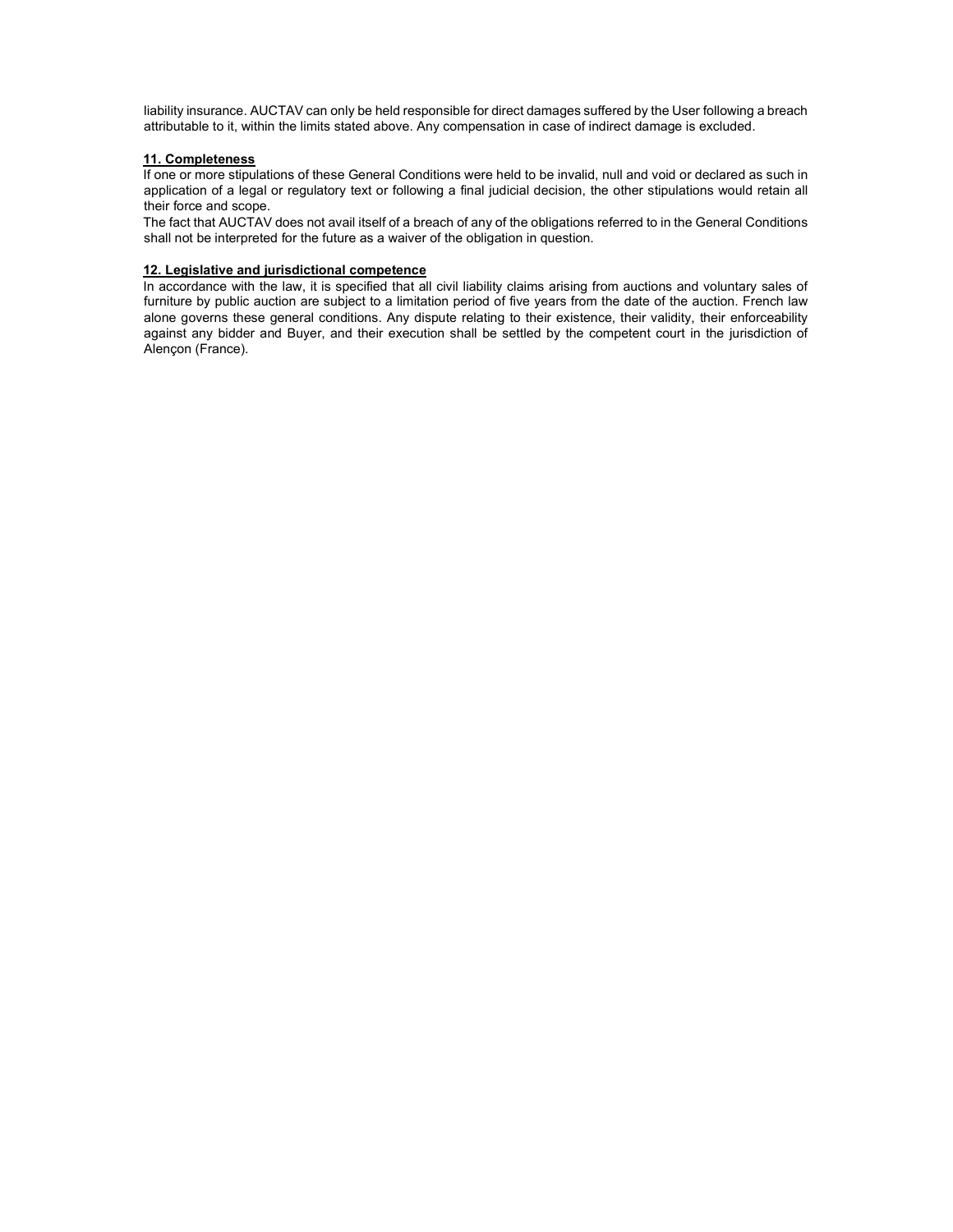liability insurance. AUCTAV can only be held responsible for direct damages suffered by the User following a breach attributable to it, within the limits stated above. Any compensation in case of indirect damage is excluded.

**11. Completeness**

If one or more stipulations of these General Conditions were held to be invalid, null and void or declared as such in application of a legal or regulatory text or following a final judicial decision, the other stipulations would retain all their force and scope.

The fact that AUCTAV does not avail itself of a breach of any of the obligations referred to in the General Conditions shall not be interpreted for the future as a waiver of the obligation in question.

**12. Legislative and jurisdictional competence**

In accordance with the law, it is specified that all civil liability claims arising from auctions and voluntary sales of furniture by public auction are subject to a limitation period of five years from the date of the auction. French law alone governs these general conditions. Any dispute relating to their existence, their validity, their enforceability against any bidder and Buyer, and their execution shall be settled by the competent court in the jurisdiction of Alençon (France).